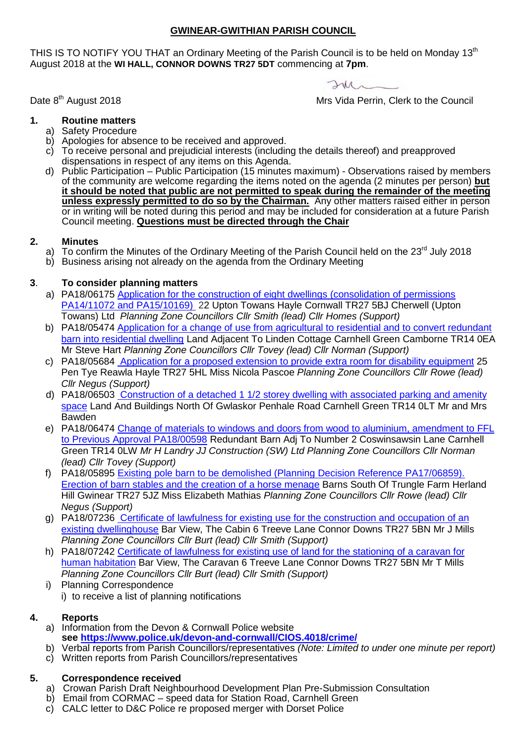## GWINEAR-GWITHIAN PARISH COUNCIL

THIS IS TO NOTIFY YOU THAT an Ordinary Meeting of the Parish Council is to be held on Monday 13th August 2018 at the **WI HALL, CONNOR DOWNS TR27 5DT** commencing at **7pm**.

Date 8th August 2018

Mrs Vida Perrin, Clerk to the Council

### 1. Routine matters

a) Safety Procedure
b) Apologies for absence to be received and approved.
c) To receive personal and prejudicial interests (including the details thereof) and preapproved dispensations in respect of any items on this Agenda.
d) Public Participation – Public Participation (15 minutes maximum) - Observations raised by members of the community are welcome regarding the items noted on the agenda (2 minutes per person) **but it should be noted that public are not permitted to speak during the remainder of the meeting unless expressly permitted to do so by the Chairman.** Any other matters raised either in person or in writing will be noted during this period and may be included for consideration at a future Parish Council meeting. **Questions must be directed through the Chair**

### 2. Minutes

a) To confirm the Minutes of the Ordinary Meeting of the Parish Council held on the 23rd July 2018
b) Business arising not already on the agenda from the Ordinary Meeting

### 3. To consider planning matters

a) PA18/06175 Application for the construction of eight dwellings (consolidation of permissions PA14/11072 and PA15/10169) 22 Upton Towans Hayle Cornwall TR27 5BJ Cherwell (Upton Towans) Ltd *Planning Zone Councillors Cllr Smith (lead) Cllr Homes (Support)*
b) PA18/05474 Application for a change of use from agricultural to residential and to convert redundant barn into residential dwelling Land Adjacent To Linden Cottage Carnhell Green Camborne TR14 0EA Mr Steve Hart *Planning Zone Councillors Cllr Tovey (lead) Cllr Norman (Support)*
c) PA18/05684 Application for a proposed extension to provide extra room for disability equipment 25 Pen Tye Reawla Hayle TR27 5HL Miss Nicola Pascoe *Planning Zone Councillors Cllr Rowe (lead) Cllr Negus (Support)*
d) PA18/06503 Construction of a detached 1 1/2 storey dwelling with associated parking and amenity space Land And Buildings North Of Gwlaskor Penhale Road Carnhell Green TR14 0LT Mr and Mrs Bawden
e) PA18/06474 Change of materials to windows and doors from wood to aluminium, amendment to FFL to Previous Approval PA18/00598 Redundant Barn Adj To Number 2 Coswinsawsin Lane Carnhell Green TR14 0LW *Mr H Landry JJ Construction (SW) Ltd Planning Zone Councillors Cllr Norman (lead) Cllr Tovey (Support)*
f) PA18/05895 Existing pole barn to be demolished (Planning Decision Reference PA17/06859). Erection of barn stables and the creation of a horse menage Barns South Of Trungle Farm Herland Hill Gwinear TR27 5JZ Miss Elizabeth Mathias *Planning Zone Councillors Cllr Rowe (lead) Cllr Negus (Support)*
g) PA18/07236 Certificate of lawfulness for existing use for the construction and occupation of an existing dwellinghouse Bar View, The Cabin 6 Treeve Lane Connor Downs TR27 5BN Mr J Mills *Planning Zone Councillors Cllr Burt (lead) Cllr Smith (Support)*
h) PA18/07242 Certificate of lawfulness for existing use of land for the stationing of a caravan for human habitation Bar View, The Caravan 6 Treeve Lane Connor Downs TR27 5BN Mr T Mills *Planning Zone Councillors Cllr Burt (lead) Cllr Smith (Support)*
i) Planning Correspondence
   i) to receive a list of planning notifications

### 4. Reports

a) Information from the Devon & Cornwall Police website
   **see https://www.police.uk/devon-and-cornwall/CIOS.4018/crime/**
b) Verbal reports from Parish Councillors/representatives *(Note: Limited to under one minute per report)*
c) Written reports from Parish Councillors/representatives

### 5. Correspondence received

a) Crowan Parish Draft Neighbourhood Development Plan Pre-Submission Consultation
b) Email from CORMAC – speed data for Station Road, Carnhell Green
c) CALC letter to D&C Police re proposed merger with Dorset Police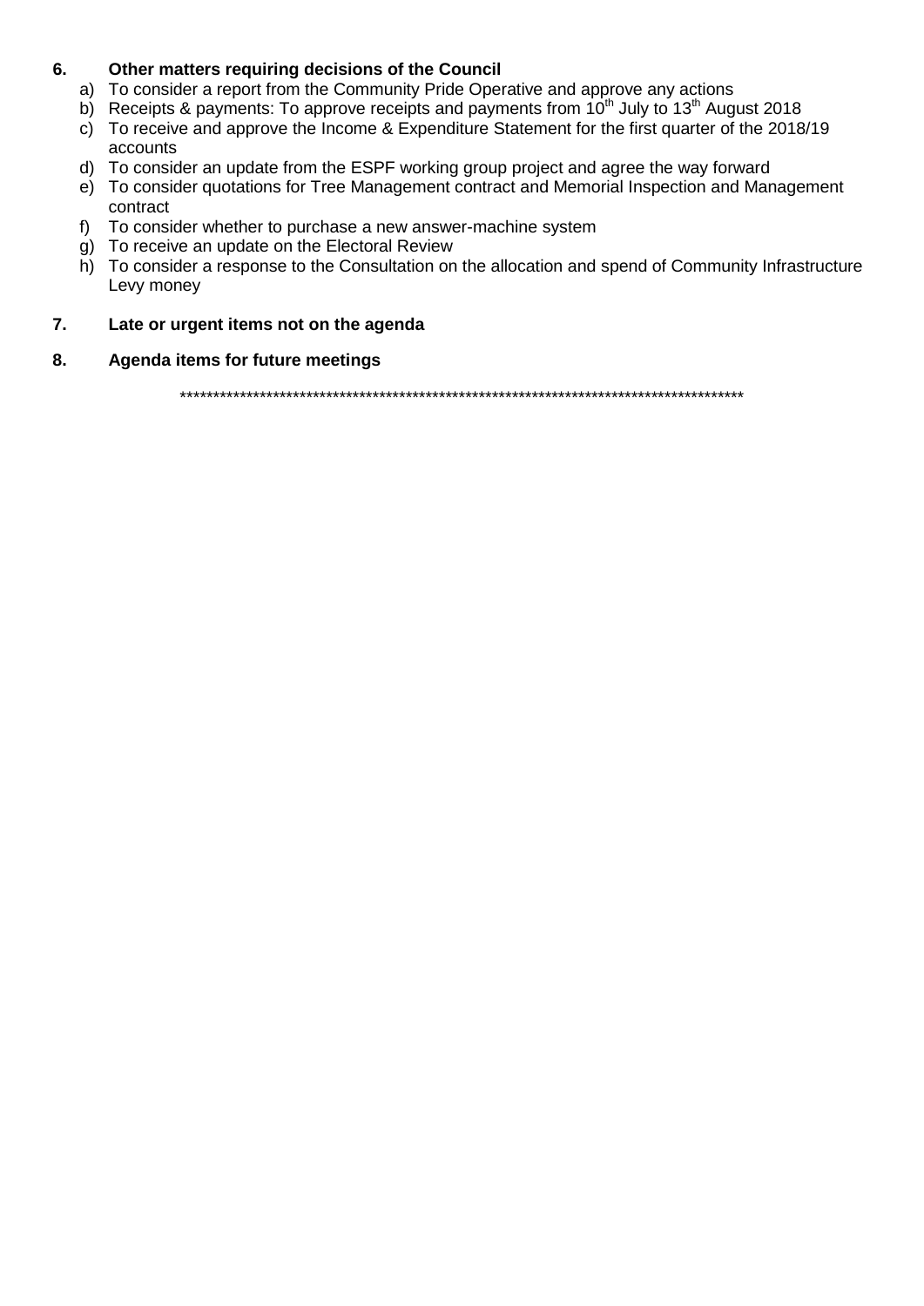## 6. Other matters requiring decisions of the Council

a) To consider a report from the Community Pride Operative and approve any actions
b) Receipts & payments: To approve receipts and payments from 10th July to 13th August 2018
c) To receive and approve the Income & Expenditure Statement for the first quarter of the 2018/19 accounts
d) To consider an update from the ESPF working group project and agree the way forward
e) To consider quotations for Tree Management contract and Memorial Inspection and Management contract
f) To consider whether to purchase a new answer-machine system
g) To receive an update on the Electoral Review
h) To consider a response to the Consultation on the allocation and spend of Community Infrastructure Levy money

## 7. Late or urgent items not on the agenda

## 8. Agenda items for future meetings

*************************************************************************************